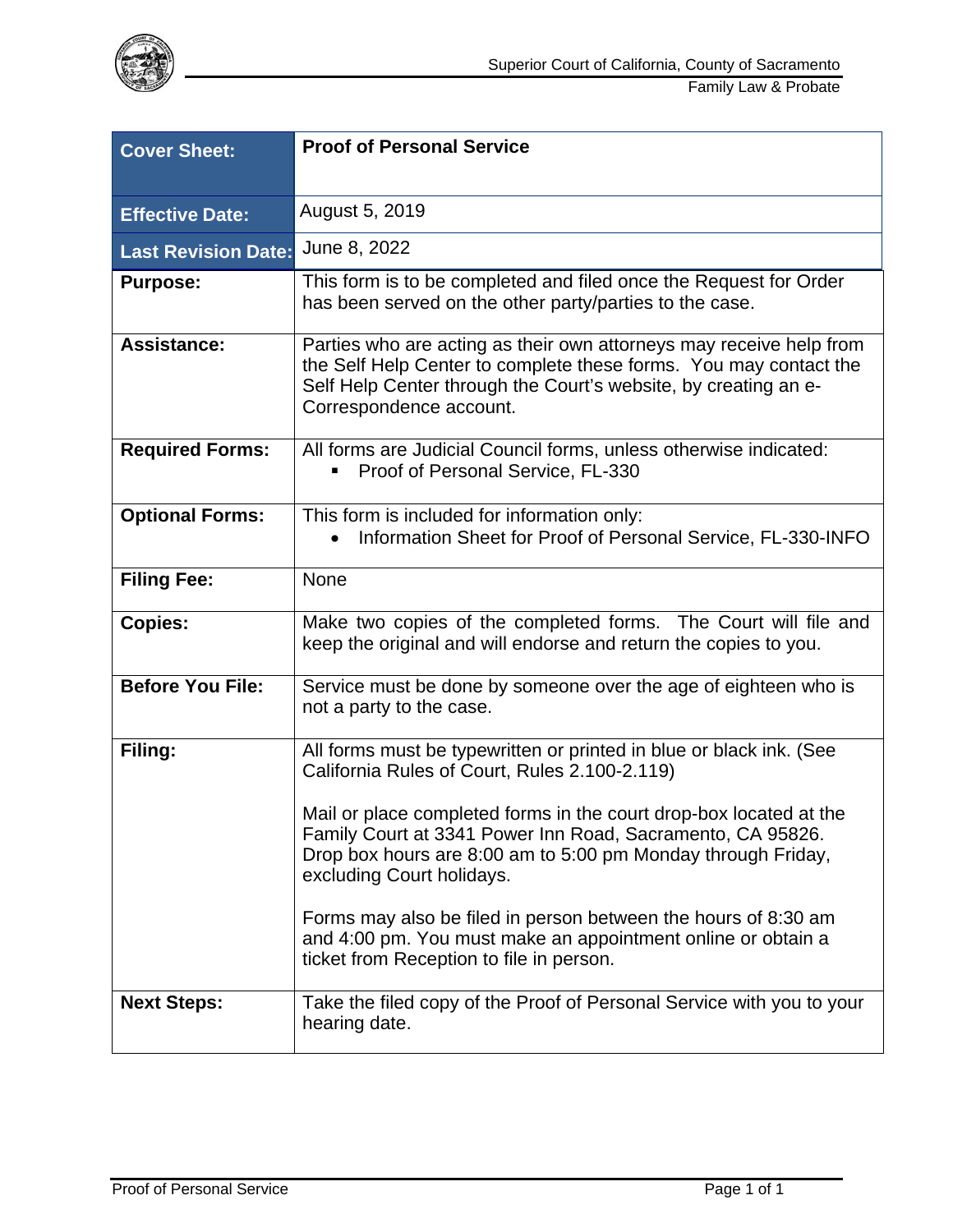Superior Court of California, County of Sacramento
Family Law & Probate

| Cover Sheet: | Proof of Personal Service |
|---|---|
| Effective Date: | August 5, 2019 |
| Last Revision Date: | June 8, 2022 |
| **Purpose:** | This form is to be completed and filed once the Request for Order has been served on the other party/parties to the case. |
| **Assistance:** | Parties who are acting as their own attorneys may receive help from the Self Help Center to complete these forms. You may contact the Self Help Center through the Court's website, by creating an e-Correspondence account. |
| **Required Forms:** | All forms are Judicial Council forms, unless otherwise indicated:<br>▪ Proof of Personal Service, FL-330 |
| **Optional Forms:** | This form is included for information only:<br>• Information Sheet for Proof of Personal Service, FL-330-INFO |
| **Filing Fee:** | None |
| **Copies:** | Make two copies of the completed forms. The Court will file and keep the original and will endorse and return the copies to you. |
| **Before You File:** | Service must be done by someone over the age of eighteen who is not a party to the case. |
| **Filing:** | All forms must be typewritten or printed in blue or black ink. (See California Rules of Court, Rules 2.100-2.119)<br><br>Mail or place completed forms in the court drop-box located at the Family Court at 3341 Power Inn Road, Sacramento, CA 95826. Drop box hours are 8:00 am to 5:00 pm Monday through Friday, excluding Court holidays.<br><br>Forms may also be filed in person between the hours of 8:30 am and 4:00 pm. You must make an appointment online or obtain a ticket from Reception to file in person. |
| **Next Steps:** | Take the filed copy of the Proof of Personal Service with you to your hearing date. |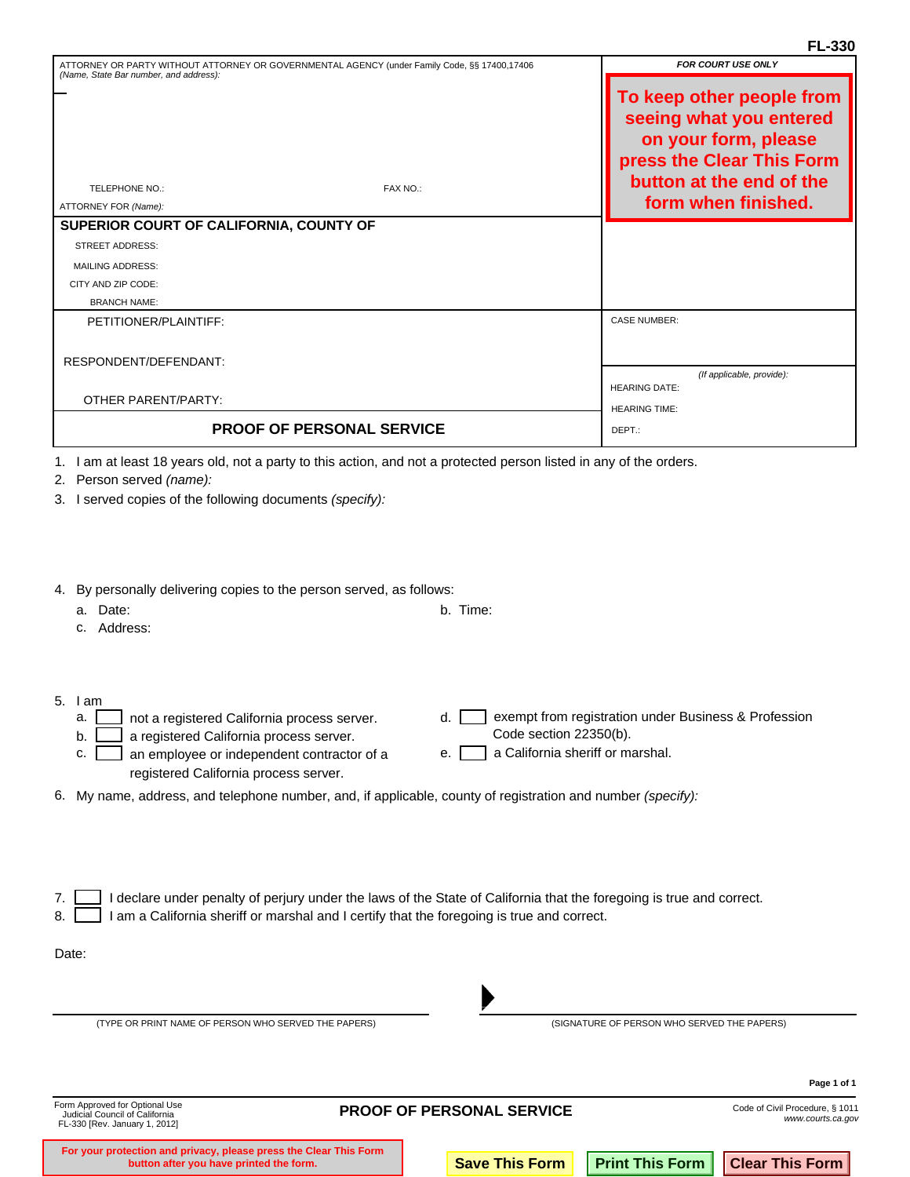FL-330

| ATTORNEY OR PARTY WITHOUT ATTORNEY OR GOVERNMENTAL AGENCY (under Family Code, §§ 17400,17406 *(Name, State Bar number, and address):* | *FOR COURT USE ONLY* |
|---|---|
| TELEPHONE NO.: FAX NO.: | **To keep other people from seeing what you entered on your form, please press the Clear This Form button at the end of the form when finished.** |
| ATTORNEY FOR *(Name):* | |
| **SUPERIOR COURT OF CALIFORNIA, COUNTY OF** | |
| STREET ADDRESS: | |
| MAILING ADDRESS: | |
| CITY AND ZIP CODE: | |
| BRANCH NAME: | |
| PETITIONER/PLAINTIFF: | CASE NUMBER: |
| RESPONDENT/DEFENDANT: | *(If applicable, provide):* HEARING DATE: |
| OTHER PARENT/PARTY: | HEARING TIME: |
| **PROOF OF PERSONAL SERVICE** | DEPT.: |

1. I am at least 18 years old, not a party to this action, and not a protected person listed in any of the orders.
2. Person served *(name):*
3. I served copies of the following documents *(specify):*

4. By personally delivering copies to the person served, as follows:
   a. Date: b. Time:
   c. Address:

5. I am
   a. ☐ not a registered California process server.
   b. ☐ a registered California process server.
   c. ☐ an employee or independent contractor of a registered California process server.
   d. ☐ exempt from registration under Business & Profession Code section 22350(b).
   e. ☐ a California sheriff or marshal.

6. My name, address, and telephone number, and, if applicable, county of registration and number *(specify):*

7. ☐ I declare under penalty of perjury under the laws of the State of California that the foregoing is true and correct.
8. ☐ I am a California sheriff or marshal and I certify that the foregoing is true and correct.

Date:

_______________________________ ▶ _______________________________

(TYPE OR PRINT NAME OF PERSON WHO SERVED THE PAPERS) (SIGNATURE OF PERSON WHO SERVED THE PAPERS)

Form Approved for Optional Use
Judicial Council of California
FL-330 [Rev. January 1, 2012]

**PROOF OF PERSONAL SERVICE**

Code of Civil Procedure, § 1011
*www.courts.ca.gov*

**For your protection and privacy, please press the Clear This Form button after you have printed the form.**

**Save This Form** **Print This Form** **Clear This Form**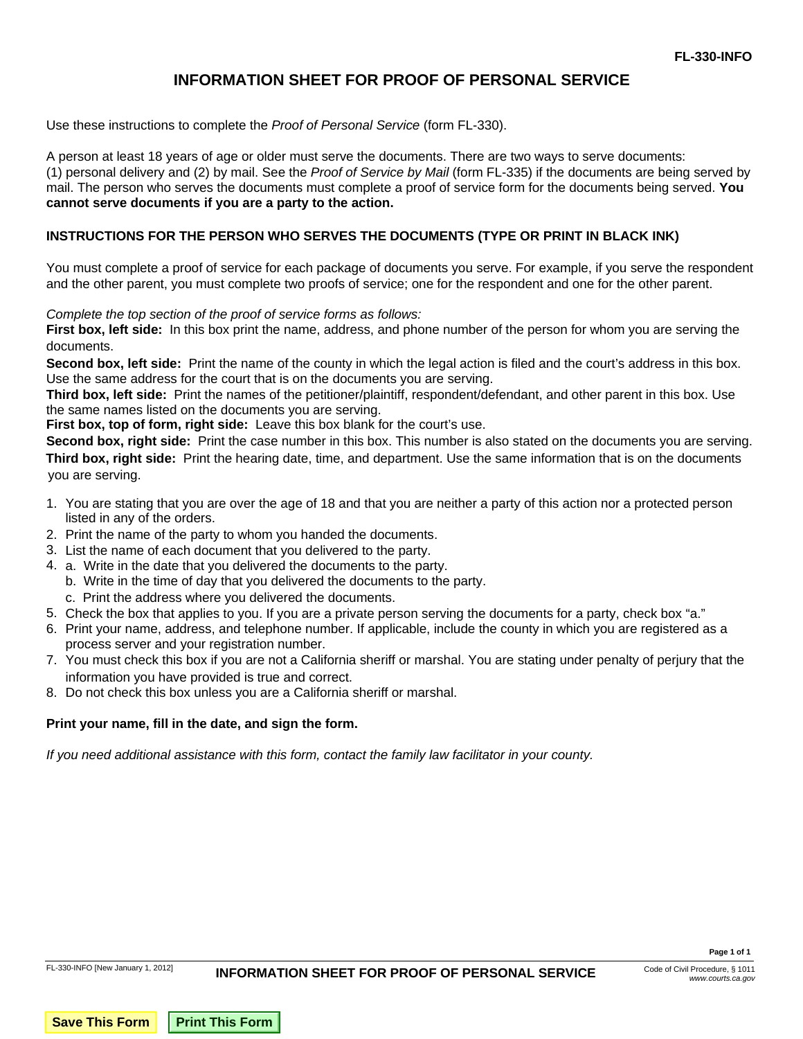FL-330-INFO

# INFORMATION SHEET FOR PROOF OF PERSONAL SERVICE

Use these instructions to complete the *Proof of Personal Service* (form FL-330).

A person at least 18 years of age or older must serve the documents. There are two ways to serve documents: (1) personal delivery and (2) by mail. See the *Proof of Service by Mail* (form FL-335) if the documents are being served by mail. The person who serves the documents must complete a proof of service form for the documents being served. **You cannot serve documents if you are a party to the action.**

## INSTRUCTIONS FOR THE PERSON WHO SERVES THE DOCUMENTS (TYPE OR PRINT IN BLACK INK)

You must complete a proof of service for each package of documents you serve. For example, if you serve the respondent and the other parent, you must complete two proofs of service; one for the respondent and one for the other parent.

*Complete the top section of the proof of service forms as follows:*

**First box, left side:** In this box print the name, address, and phone number of the person for whom you are serving the documents.

**Second box, left side:** Print the name of the county in which the legal action is filed and the court's address in this box. Use the same address for the court that is on the documents you are serving.

**Third box, left side:** Print the names of the petitioner/plaintiff, respondent/defendant, and other parent in this box. Use the same names listed on the documents you are serving.

**First box, top of form, right side:** Leave this box blank for the court's use.

**Second box, right side:** Print the case number in this box. This number is also stated on the documents you are serving.

**Third box, right side:** Print the hearing date, time, and department. Use the same information that is on the documents you are serving.

1. You are stating that you are over the age of 18 and that you are neither a party of this action nor a protected person listed in any of the orders.
2. Print the name of the party to whom you handed the documents.
3. List the name of each document that you delivered to the party.
4. a. Write in the date that you delivered the documents to the party.
   b. Write in the time of day that you delivered the documents to the party.
   c. Print the address where you delivered the documents.
5. Check the box that applies to you. If you are a private person serving the documents for a party, check box "a."
6. Print your name, address, and telephone number. If applicable, include the county in which you are registered as a process server and your registration number.
7. You must check this box if you are not a California sheriff or marshal. You are stating under penalty of perjury that the information you have provided is true and correct.
8. Do not check this box unless you are a California sheriff or marshal.

**Print your name, fill in the date, and sign the form.**

*If you need additional assistance with this form, contact the family law facilitator in your county.*

FL-330-INFO [New January 1, 2012] INFORMATION SHEET FOR PROOF OF PERSONAL SERVICE Code of Civil Procedure, § 1011 *www.courts.ca.gov*

Save This Form Print This Form